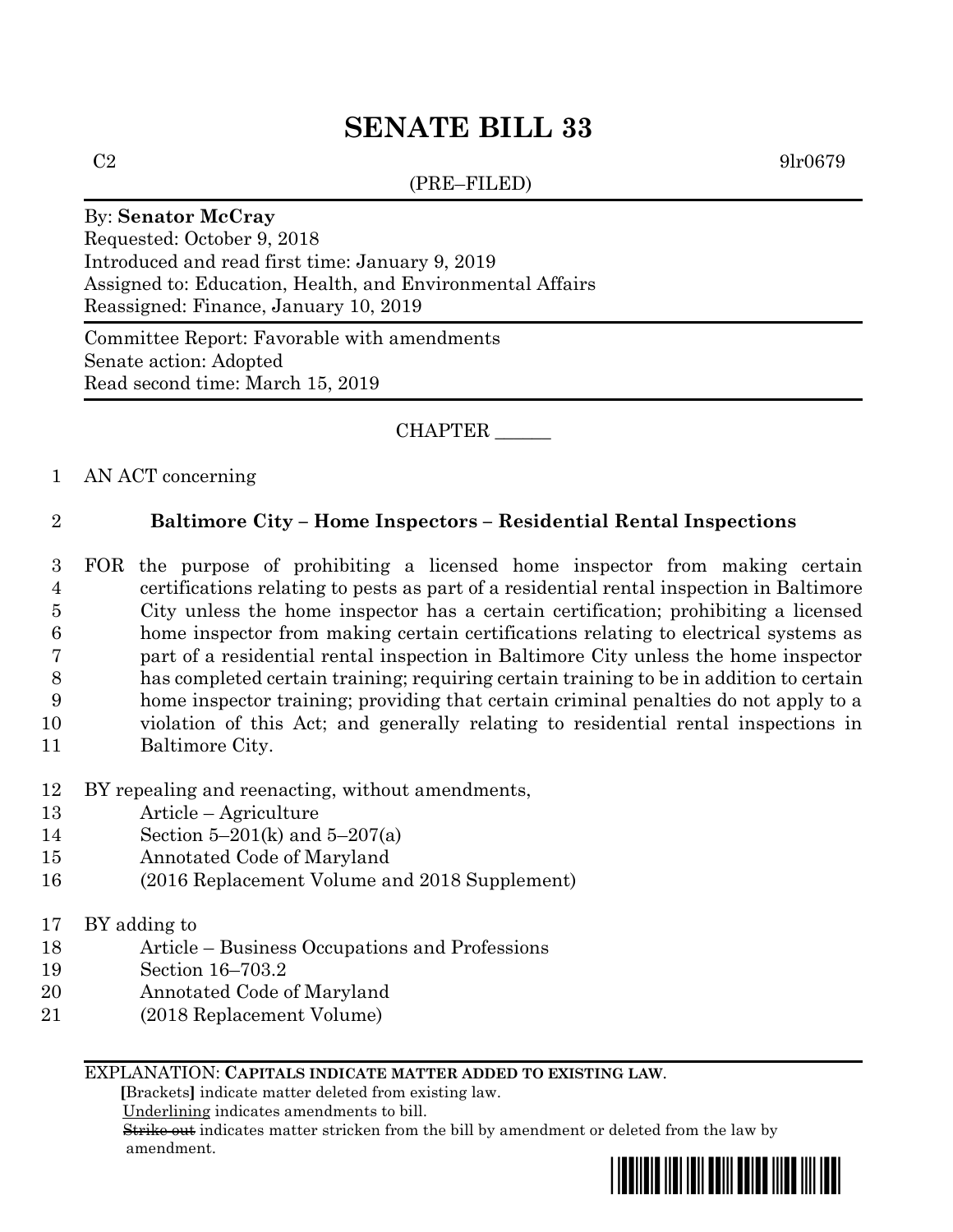# SENATE BILL 33

C2 9lr0679

(PRE–FILED)

By: **Senator McCray**
Requested: October 9, 2018
Introduced and read first time: January 9, 2019
Assigned to: Education, Health, and Environmental Affairs
Reassigned: Finance, January 10, 2019

Committee Report: Favorable with amendments
Senate action: Adopted
Read second time: March 15, 2019

CHAPTER ______

1 AN ACT concerning

2 **Baltimore City – Home Inspectors – Residential Rental Inspections**

3 FOR the purpose of prohibiting a licensed home inspector from making certain
4 certifications relating to pests as part of a residential rental inspection in Baltimore
5 City unless the home inspector has a certain certification; prohibiting a licensed
6 home inspector from making certain certifications relating to electrical systems as
7 part of a residential rental inspection in Baltimore City unless the home inspector
8 has completed certain training; requiring certain training to be in addition to certain
9 home inspector training; providing that certain criminal penalties do not apply to a
10 violation of this Act; and generally relating to residential rental inspections in
11 Baltimore City.

12 BY repealing and reenacting, without amendments,
13 Article – Agriculture
14 Section 5–201(k) and 5–207(a)
15 Annotated Code of Maryland
16 (2016 Replacement Volume and 2018 Supplement)

17 BY adding to
18 Article – Business Occupations and Professions
19 Section 16–703.2
20 Annotated Code of Maryland
21 (2018 Replacement Volume)

EXPLANATION: **CAPITALS INDICATE MATTER ADDED TO EXISTING LAW.**
**[**Brackets**]** indicate matter deleted from existing law.
Underlining indicates amendments to bill.
~~Strike out~~ indicates matter stricken from the bill by amendment or deleted from the law by amendment.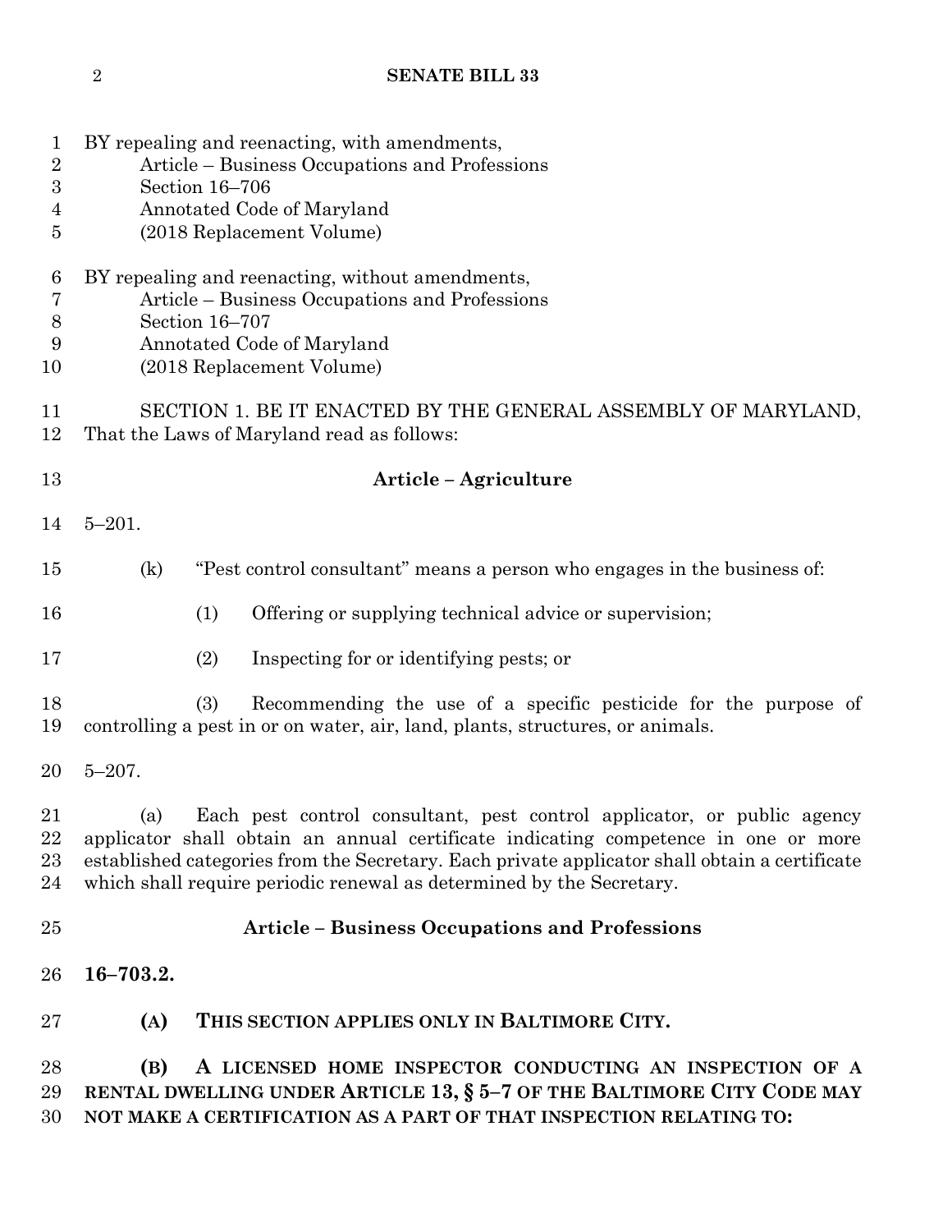BY repealing and reenacting, with amendments,
Article – Business Occupations and Professions
Section 16–706
Annotated Code of Maryland
(2018 Replacement Volume)

BY repealing and reenacting, without amendments,
Article – Business Occupations and Professions
Section 16–707
Annotated Code of Maryland
(2018 Replacement Volume)

SECTION 1. BE IT ENACTED BY THE GENERAL ASSEMBLY OF MARYLAND, That the Laws of Maryland read as follows:

**Article – Agriculture**

5–201.

(k) "Pest control consultant" means a person who engages in the business of:

(1) Offering or supplying technical advice or supervision;

(2) Inspecting for or identifying pests; or

(3) Recommending the use of a specific pesticide for the purpose of controlling a pest in or on water, air, land, plants, structures, or animals.

5–207.

(a) Each pest control consultant, pest control applicator, or public agency applicator shall obtain an annual certificate indicating competence in one or more established categories from the Secretary. Each private applicator shall obtain a certificate which shall require periodic renewal as determined by the Secretary.

**Article – Business Occupations and Professions**

**16–703.2.**

**(A) THIS SECTION APPLIES ONLY IN BALTIMORE CITY.**

**(B) A LICENSED HOME INSPECTOR CONDUCTING AN INSPECTION OF A RENTAL DWELLING UNDER ARTICLE 13, § 5–7 OF THE BALTIMORE CITY CODE MAY NOT MAKE A CERTIFICATION AS A PART OF THAT INSPECTION RELATING TO:**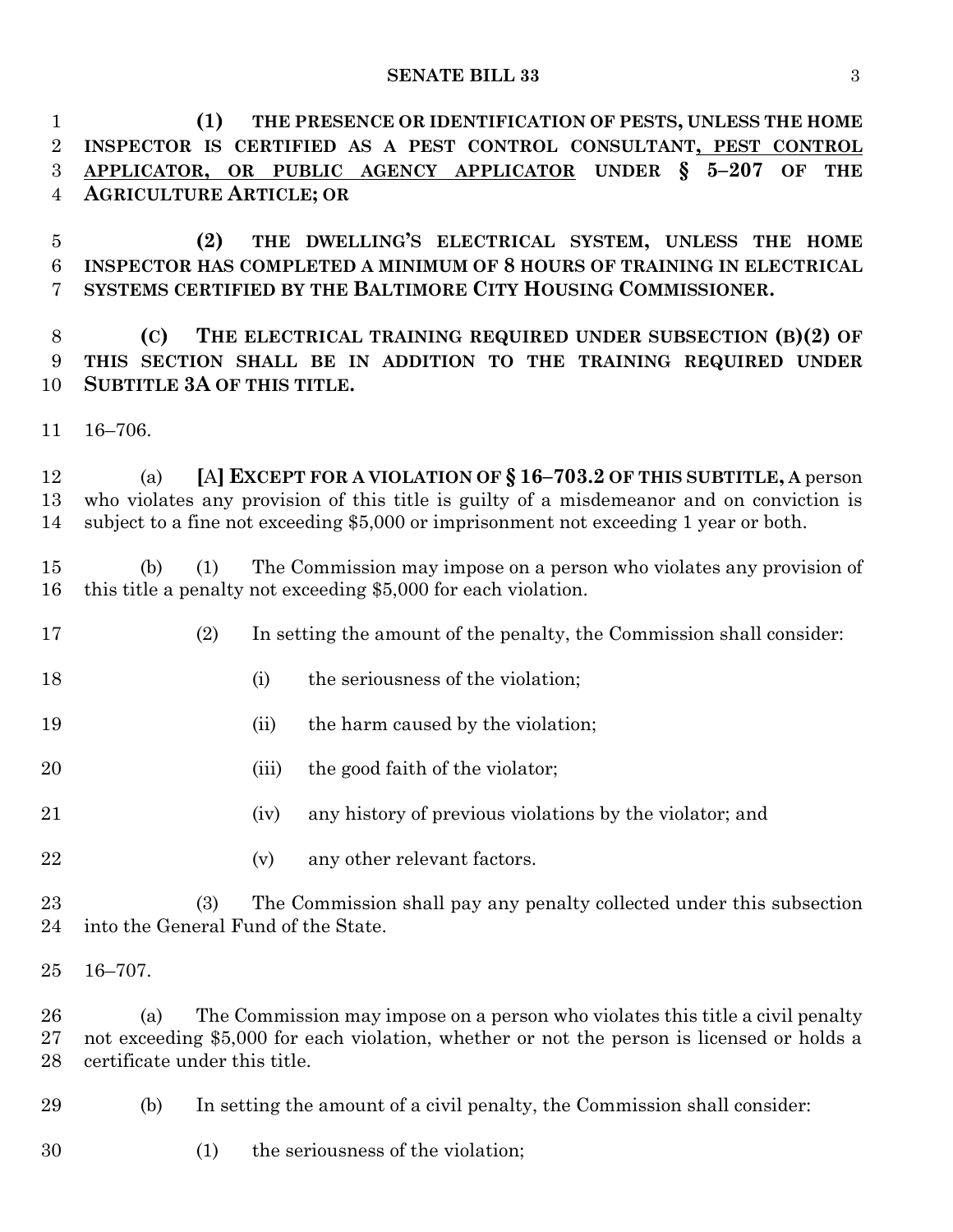**(1) THE PRESENCE OR IDENTIFICATION OF PESTS, UNLESS THE HOME INSPECTOR IS CERTIFIED AS A PEST CONTROL CONSULTANT, PEST CONTROL APPLICATOR, OR PUBLIC AGENCY APPLICATOR UNDER § 5–207 OF THE AGRICULTURE ARTICLE; OR**

**(2) THE DWELLING'S ELECTRICAL SYSTEM, UNLESS THE HOME INSPECTOR HAS COMPLETED A MINIMUM OF 8 HOURS OF TRAINING IN ELECTRICAL SYSTEMS CERTIFIED BY THE BALTIMORE CITY HOUSING COMMISSIONER.**

**(C) THE ELECTRICAL TRAINING REQUIRED UNDER SUBSECTION (B)(2) OF THIS SECTION SHALL BE IN ADDITION TO THE TRAINING REQUIRED UNDER SUBTITLE 3A OF THIS TITLE.**

16–706.

(a) **[**A**] EXCEPT FOR A VIOLATION OF § 16–703.2 OF THIS SUBTITLE, A** person who violates any provision of this title is guilty of a misdemeanor and on conviction is subject to a fine not exceeding $5,000 or imprisonment not exceeding 1 year or both.

(b) (1) The Commission may impose on a person who violates any provision of this title a penalty not exceeding $5,000 for each violation.

(2) In setting the amount of the penalty, the Commission shall consider:

(i) the seriousness of the violation;

(ii) the harm caused by the violation;

(iii) the good faith of the violator;

(iv) any history of previous violations by the violator; and

(v) any other relevant factors.

(3) The Commission shall pay any penalty collected under this subsection into the General Fund of the State.

16–707.

(a) The Commission may impose on a person who violates this title a civil penalty not exceeding $5,000 for each violation, whether or not the person is licensed or holds a certificate under this title.

(b) In setting the amount of a civil penalty, the Commission shall consider:

(1) the seriousness of the violation;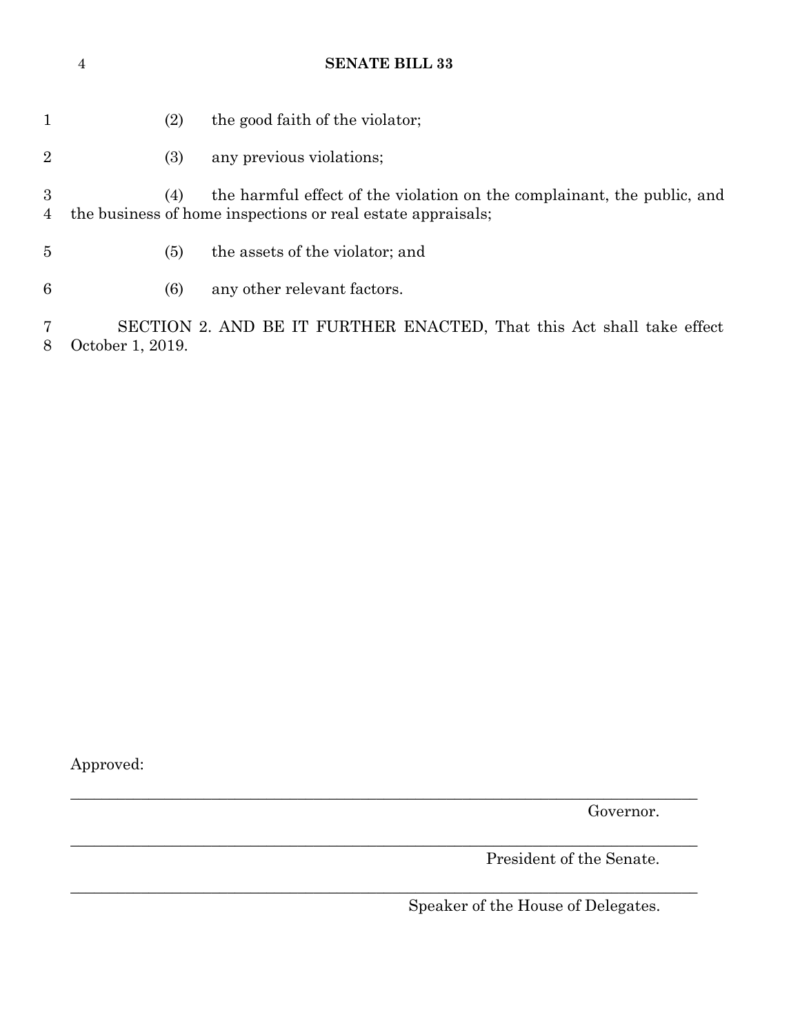(2) the good faith of the violator;

(3) any previous violations;

(4) the harmful effect of the violation on the complainant, the public, and the business of home inspections or real estate appraisals;

(5) the assets of the violator; and

(6) any other relevant factors.

SECTION 2. AND BE IT FURTHER ENACTED, That this Act shall take effect October 1, 2019.

Approved:

\_\_\_\_\_\_\_\_\_\_\_\_\_\_\_\_\_\_\_\_\_\_\_\_\_\_\_\_\_\_\_\_\_\_\_\_\_\_\_\_\_\_\_\_\_\_\_\_\_\_\_\_\_\_\_\_\_\_\_\_

Governor.

\_\_\_\_\_\_\_\_\_\_\_\_\_\_\_\_\_\_\_\_\_\_\_\_\_\_\_\_\_\_\_\_\_\_\_\_\_\_\_\_\_\_\_\_\_\_\_\_\_\_\_\_\_\_\_\_\_\_\_\_

President of the Senate.

\_\_\_\_\_\_\_\_\_\_\_\_\_\_\_\_\_\_\_\_\_\_\_\_\_\_\_\_\_\_\_\_\_\_\_\_\_\_\_\_\_\_\_\_\_\_\_\_\_\_\_\_\_\_\_\_\_\_\_\_

Speaker of the House of Delegates.